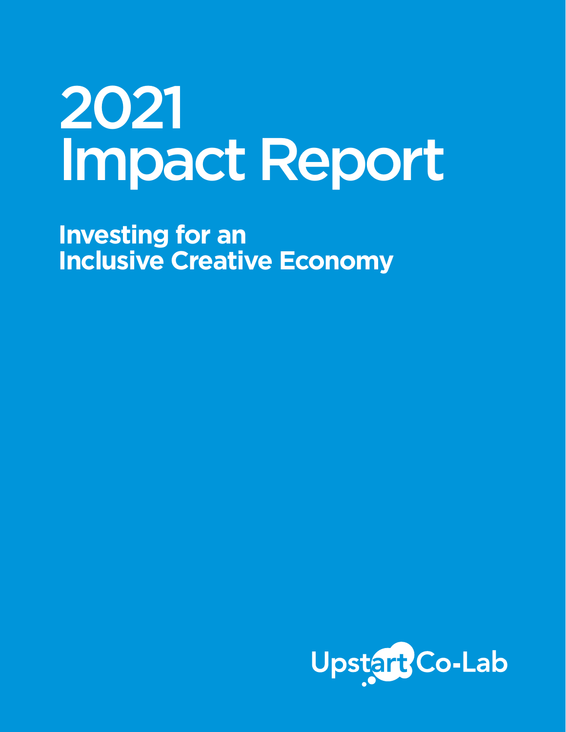# 2021 Impact Report

## Investing for an Inclusive Creative Economy

Upstart Co-Lab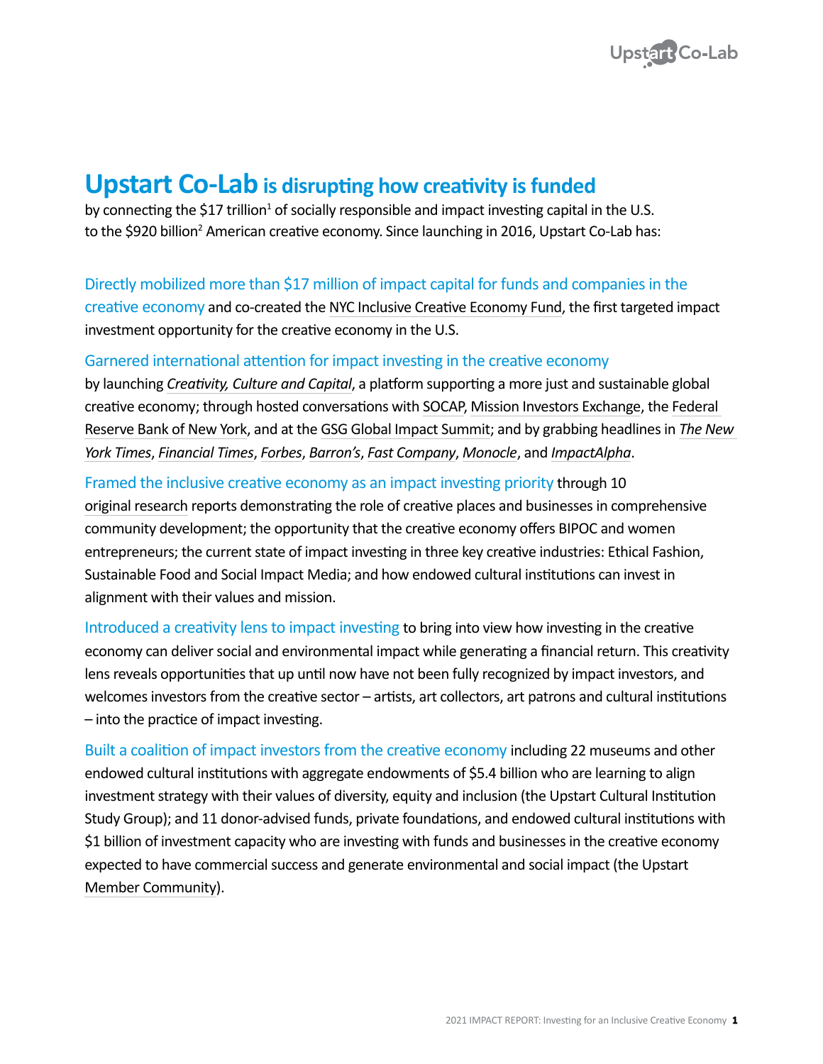# Upstart Co-Lab is disrupting how creativity is funded

by connecting the $17 trillion[1] of socially responsible and impact investing capital in the U.S. to the $920 billion[2] American creative economy. Since launching in 2016, Upstart Co-Lab has:

**Directly mobilized more than $17 million of impact capital for funds and companies in the creative economy** and co-created the NYC Inclusive Creative Economy Fund, the first targeted impact investment opportunity for the creative economy in the U.S.

**Garnered international attention for impact investing in the creative economy** by launching *Creativity, Culture and Capital*, a platform supporting a more just and sustainable global creative economy; through hosted conversations with SOCAP, Mission Investors Exchange, the Federal Reserve Bank of New York, and at the GSG Global Impact Summit; and by grabbing headlines in *The New York Times*, *Financial Times*, *Forbes*, *Barron's*, *Fast Company*, *Monocle*, and *ImpactAlpha*.

**Framed the inclusive creative economy as an impact investing priority** through 10 original research reports demonstrating the role of creative places and businesses in comprehensive community development; the opportunity that the creative economy offers BIPOC and women entrepreneurs; the current state of impact investing in three key creative industries: Ethical Fashion, Sustainable Food and Social Impact Media; and how endowed cultural institutions can invest in alignment with their values and mission.

**Introduced a creativity lens to impact investing** to bring into view how investing in the creative economy can deliver social and environmental impact while generating a financial return. This creativity lens reveals opportunities that up until now have not been fully recognized by impact investors, and welcomes investors from the creative sector – artists, art collectors, art patrons and cultural institutions – into the practice of impact investing.

**Built a coalition of impact investors from the creative economy** including 22 museums and other endowed cultural institutions with aggregate endowments of $5.4 billion who are learning to align investment strategy with their values of diversity, equity and inclusion (the Upstart Cultural Institution Study Group); and 11 donor-advised funds, private foundations, and endowed cultural institutions with $1 billion of investment capacity who are investing with funds and businesses in the creative economy expected to have commercial success and generate environmental and social impact (the Upstart Member Community).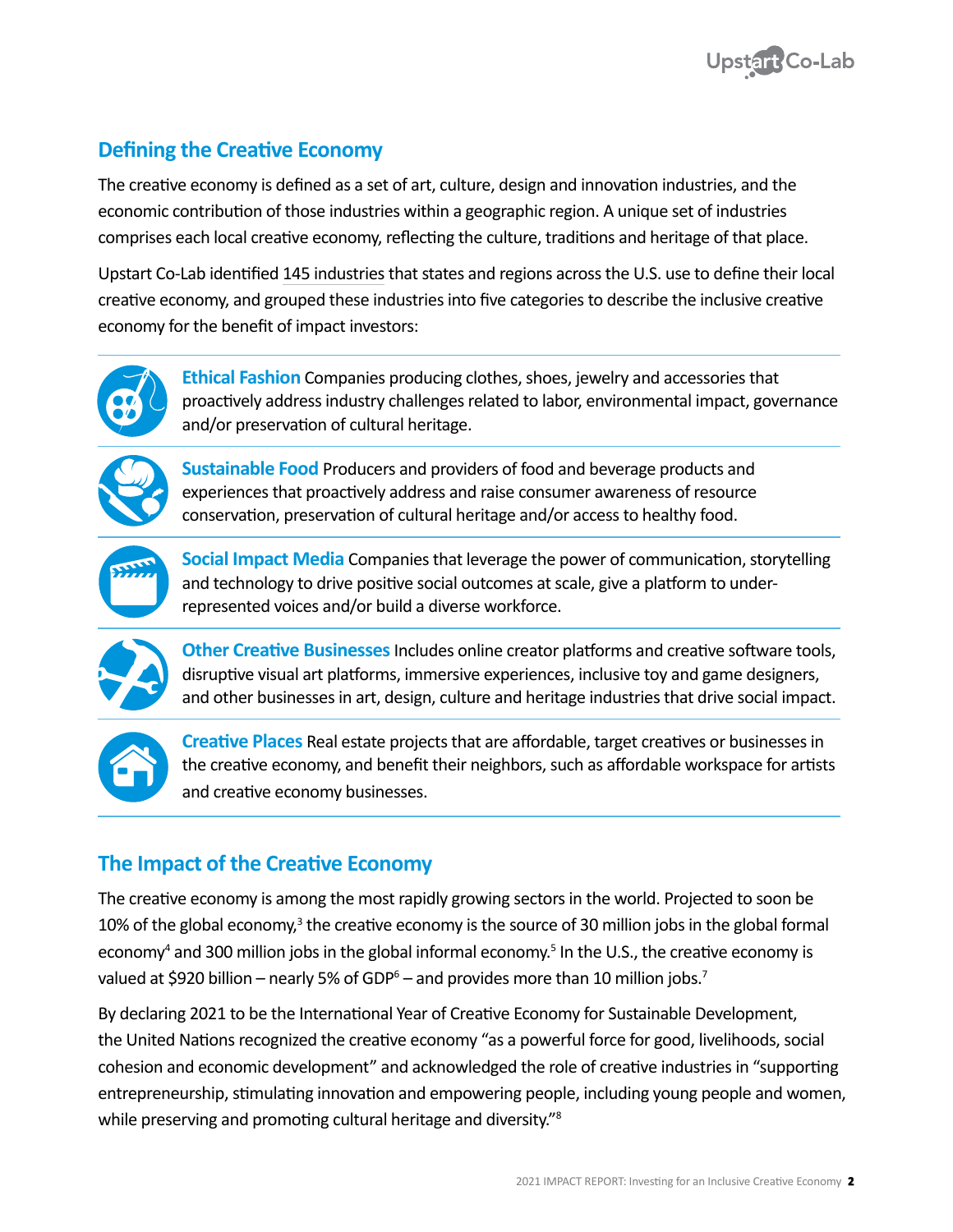## Defining the Creative Economy

The creative economy is defined as a set of art, culture, design and innovation industries, and the economic contribution of those industries within a geographic region. A unique set of industries comprises each local creative economy, reflecting the culture, traditions and heritage of that place.

Upstart Co-Lab identified 145 industries that states and regions across the U.S. use to define their local creative economy, and grouped these industries into five categories to describe the inclusive creative economy for the benefit of impact investors:

**Ethical Fashion** Companies producing clothes, shoes, jewelry and accessories that proactively address industry challenges related to labor, environmental impact, governance and/or preservation of cultural heritage.

**Sustainable Food** Producers and providers of food and beverage products and experiences that proactively address and raise consumer awareness of resource conservation, preservation of cultural heritage and/or access to healthy food.

**Social Impact Media** Companies that leverage the power of communication, storytelling and technology to drive positive social outcomes at scale, give a platform to under-represented voices and/or build a diverse workforce.

**Other Creative Businesses** Includes online creator platforms and creative software tools, disruptive visual art platforms, immersive experiences, inclusive toy and game designers, and other businesses in art, design, culture and heritage industries that drive social impact.

**Creative Places** Real estate projects that are affordable, target creatives or businesses in the creative economy, and benefit their neighbors, such as affordable workspace for artists and creative economy businesses.

## The Impact of the Creative Economy

The creative economy is among the most rapidly growing sectors in the world. Projected to soon be 10% of the global economy,[3] the creative economy is the source of 30 million jobs in the global formal economy[4] and 300 million jobs in the global informal economy.[5] In the U.S., the creative economy is valued at $920 billion – nearly 5% of GDP[6] – and provides more than 10 million jobs.[7]

By declaring 2021 to be the International Year of Creative Economy for Sustainable Development, the United Nations recognized the creative economy "as a powerful force for good, livelihoods, social cohesion and economic development" and acknowledged the role of creative industries in "supporting entrepreneurship, stimulating innovation and empowering people, including young people and women, while preserving and promoting cultural heritage and diversity."[8]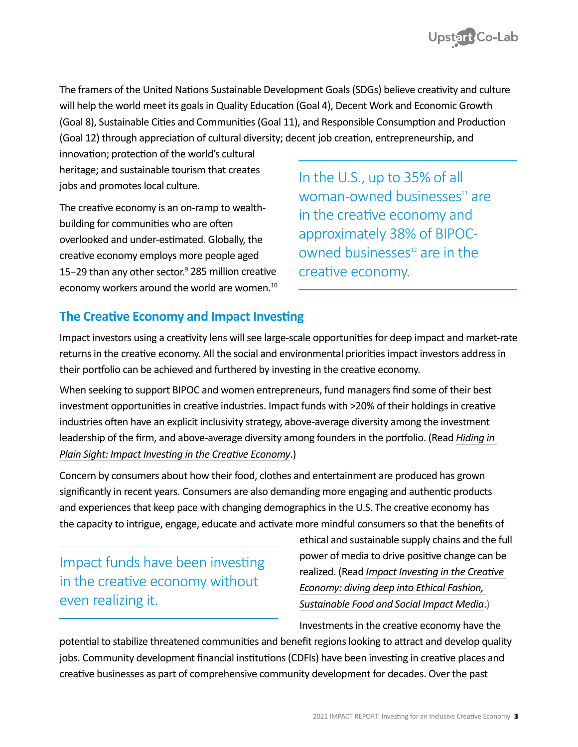The framers of the United Nations Sustainable Development Goals (SDGs) believe creativity and culture will help the world meet its goals in Quality Education (Goal 4), Decent Work and Economic Growth (Goal 8), Sustainable Cities and Communities (Goal 11), and Responsible Consumption and Production (Goal 12) through appreciation of cultural diversity; decent job creation, entrepreneurship, and innovation; protection of the world's cultural heritage; and sustainable tourism that creates jobs and promotes local culture.

The creative economy is an on-ramp to wealth-building for communities who are often overlooked and under-estimated. Globally, the creative economy employs more people aged 15–29 than any other sector.[9] 285 million creative economy workers around the world are women.[10]

> In the U.S., up to 35% of all woman-owned businesses[11] are in the creative economy and approximately 38% of BIPOC-owned businesses[12] are in the creative economy.

## The Creative Economy and Impact Investing

Impact investors using a creativity lens will see large-scale opportunities for deep impact and market-rate returns in the creative economy. All the social and environmental priorities impact investors address in their portfolio can be achieved and furthered by investing in the creative economy.

When seeking to support BIPOC and women entrepreneurs, fund managers find some of their best investment opportunities in creative industries. Impact funds with >20% of their holdings in creative industries often have an explicit inclusivity strategy, above-average diversity among the investment leadership of the firm, and above-average diversity among founders in the portfolio. (Read *Hiding in Plain Sight: Impact Investing in the Creative Economy*.)

Concern by consumers about how their food, clothes and entertainment are produced has grown significantly in recent years. Consumers are also demanding more engaging and authentic products and experiences that keep pace with changing demographics in the U.S. The creative economy has the capacity to intrigue, engage, educate and activate more mindful consumers so that the benefits of ethical and sustainable supply chains and the full power of media to drive positive change can be realized. (Read *Impact Investing in the Creative Economy: diving deep into Ethical Fashion, Sustainable Food and Social Impact Media*.)

> Impact funds have been investing in the creative economy without even realizing it.

Investments in the creative economy have the potential to stabilize threatened communities and benefit regions looking to attract and develop quality jobs. Community development financial institutions (CDFIs) have been investing in creative places and creative businesses as part of comprehensive community development for decades. Over the past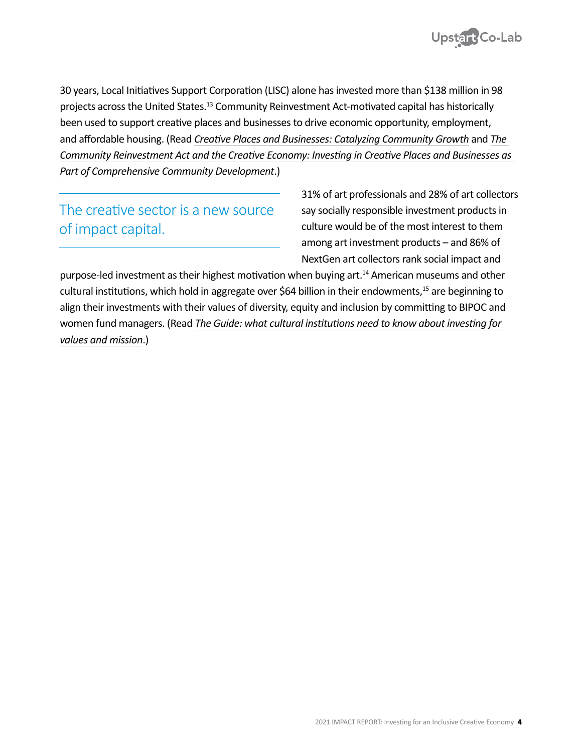30 years, Local Initiatives Support Corporation (LISC) alone has invested more than $138 million in 98 projects across the United States.[13] Community Reinvestment Act-motivated capital has historically been used to support creative places and businesses to drive economic opportunity, employment, and affordable housing. (Read *Creative Places and Businesses: Catalyzing Community Growth* and *The Community Reinvestment Act and the Creative Economy: Investing in Creative Places and Businesses as Part of Comprehensive Community Development*.)

## The creative sector is a new source of impact capital.

31% of art professionals and 28% of art collectors say socially responsible investment products in culture would be of the most interest to them among art investment products – and 86% of NextGen art collectors rank social impact and purpose-led investment as their highest motivation when buying art.[14] American museums and other cultural institutions, which hold in aggregate over $64 billion in their endowments,[15] are beginning to align their investments with their values of diversity, equity and inclusion by committing to BIPOC and women fund managers. (Read *The Guide: what cultural institutions need to know about investing for values and mission*.)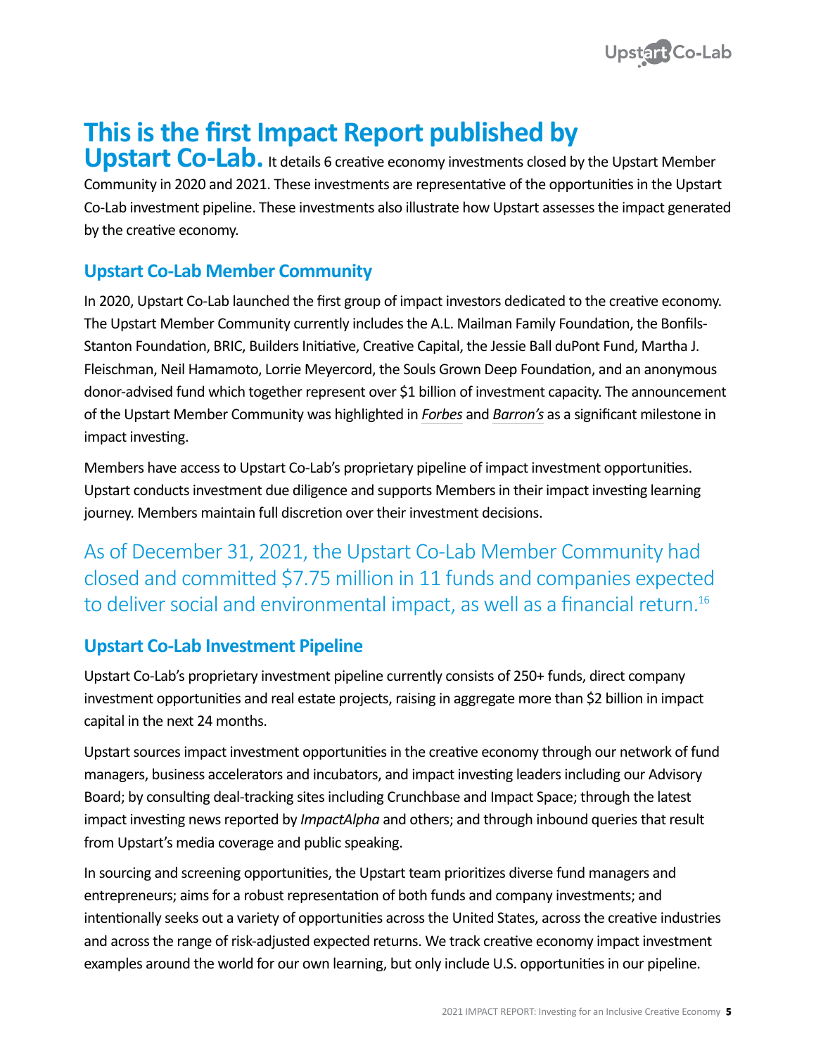# This is the first Impact Report published by Upstart Co-Lab.

It details 6 creative economy investments closed by the Upstart Member Community in 2020 and 2021. These investments are representative of the opportunities in the Upstart Co-Lab investment pipeline. These investments also illustrate how Upstart assesses the impact generated by the creative economy.

## Upstart Co-Lab Member Community

In 2020, Upstart Co-Lab launched the first group of impact investors dedicated to the creative economy. The Upstart Member Community currently includes the A.L. Mailman Family Foundation, the Bonfils-Stanton Foundation, BRIC, Builders Initiative, Creative Capital, the Jessie Ball duPont Fund, Martha J. Fleischman, Neil Hamamoto, Lorrie Meyercord, the Souls Grown Deep Foundation, and an anonymous donor-advised fund which together represent over $1 billion of investment capacity. The announcement of the Upstart Member Community was highlighted in *Forbes* and *Barron's* as a significant milestone in impact investing.

Members have access to Upstart Co-Lab's proprietary pipeline of impact investment opportunities. Upstart conducts investment due diligence and supports Members in their impact investing learning journey. Members maintain full discretion over their investment decisions.

As of December 31, 2021, the Upstart Co-Lab Member Community had closed and committed $7.75 million in 11 funds and companies expected to deliver social and environmental impact, as well as a financial return.[16]

## Upstart Co-Lab Investment Pipeline

Upstart Co-Lab's proprietary investment pipeline currently consists of 250+ funds, direct company investment opportunities and real estate projects, raising in aggregate more than $2 billion in impact capital in the next 24 months.

Upstart sources impact investment opportunities in the creative economy through our network of fund managers, business accelerators and incubators, and impact investing leaders including our Advisory Board; by consulting deal-tracking sites including Crunchbase and Impact Space; through the latest impact investing news reported by *ImpactAlpha* and others; and through inbound queries that result from Upstart's media coverage and public speaking.

In sourcing and screening opportunities, the Upstart team prioritizes diverse fund managers and entrepreneurs; aims for a robust representation of both funds and company investments; and intentionally seeks out a variety of opportunities across the United States, across the creative industries and across the range of risk-adjusted expected returns. We track creative economy impact investment examples around the world for our own learning, but only include U.S. opportunities in our pipeline.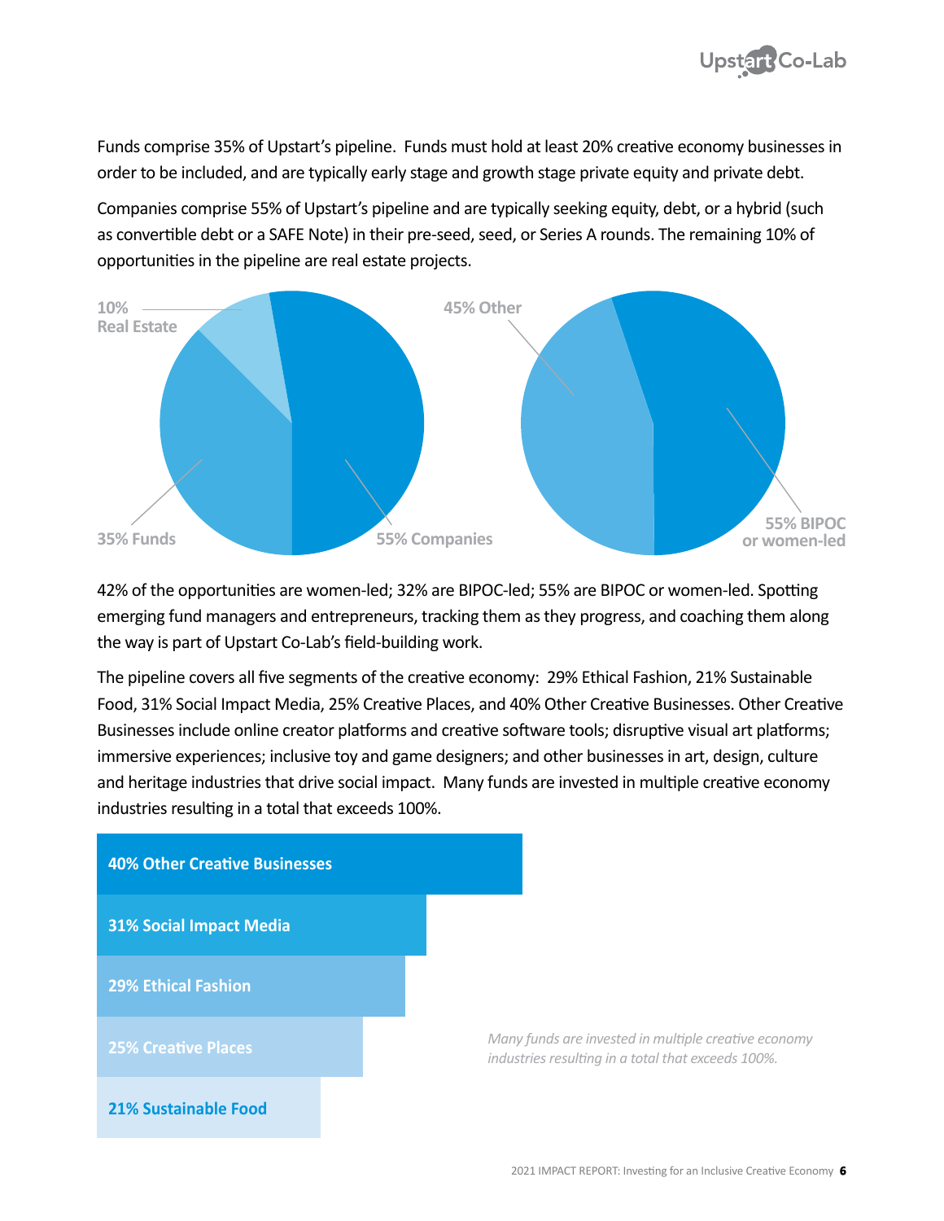Funds comprise 35% of Upstart's pipeline. Funds must hold at least 20% creative economy businesses in order to be included, and are typically early stage and growth stage private equity and private debt.

Companies comprise 55% of Upstart's pipeline and are typically seeking equity, debt, or a hybrid (such as convertible debt or a SAFE Note) in their pre-seed, seed, or Series A rounds. The remaining 10% of opportunities in the pipeline are real estate projects.

10% Real Estate

35% Funds

55% Companies

45% Other

55% BIPOC or women-led

42% of the opportunities are women-led; 32% are BIPOC-led; 55% are BIPOC or women-led. Spotting emerging fund managers and entrepreneurs, tracking them as they progress, and coaching them along the way is part of Upstart Co-Lab's field-building work.

The pipeline covers all five segments of the creative economy: 29% Ethical Fashion, 21% Sustainable Food, 31% Social Impact Media, 25% Creative Places, and 40% Other Creative Businesses. Other Creative Businesses include online creator platforms and creative software tools; disruptive visual art platforms; immersive experiences; inclusive toy and game designers; and other businesses in art, design, culture and heritage industries that drive social impact. Many funds are invested in multiple creative economy industries resulting in a total that exceeds 100%.

40% Other Creative Businesses

31% Social Impact Media

29% Ethical Fashion

25% Creative Places

21% Sustainable Food

*Many funds are invested in multiple creative economy industries resulting in a total that exceeds 100%.*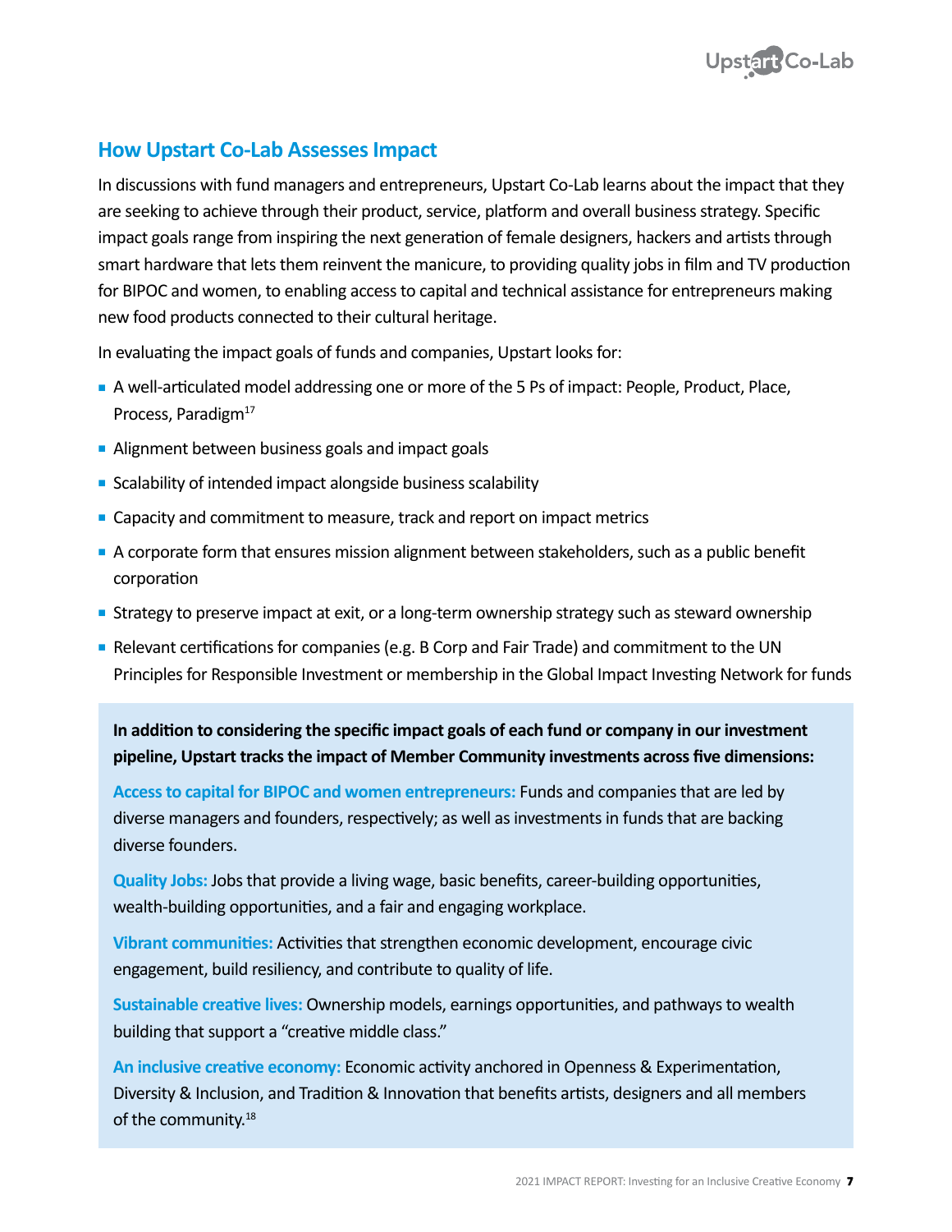## How Upstart Co-Lab Assesses Impact

In discussions with fund managers and entrepreneurs, Upstart Co-Lab learns about the impact that they are seeking to achieve through their product, service, platform and overall business strategy. Specific impact goals range from inspiring the next generation of female designers, hackers and artists through smart hardware that lets them reinvent the manicure, to providing quality jobs in film and TV production for BIPOC and women, to enabling access to capital and technical assistance for entrepreneurs making new food products connected to their cultural heritage.

In evaluating the impact goals of funds and companies, Upstart looks for:

- A well-articulated model addressing one or more of the 5 Ps of impact: People, Product, Place, Process, Paradigm[17]
- Alignment between business goals and impact goals
- Scalability of intended impact alongside business scalability
- Capacity and commitment to measure, track and report on impact metrics
- A corporate form that ensures mission alignment between stakeholders, such as a public benefit corporation
- Strategy to preserve impact at exit, or a long-term ownership strategy such as steward ownership
- Relevant certifications for companies (e.g. B Corp and Fair Trade) and commitment to the UN Principles for Responsible Investment or membership in the Global Impact Investing Network for funds

**In addition to considering the specific impact goals of each fund or company in our investment pipeline, Upstart tracks the impact of Member Community investments across five dimensions:**

**Access to capital for BIPOC and women entrepreneurs:** Funds and companies that are led by diverse managers and founders, respectively; as well as investments in funds that are backing diverse founders.

**Quality Jobs:** Jobs that provide a living wage, basic benefits, career-building opportunities, wealth-building opportunities, and a fair and engaging workplace.

**Vibrant communities:** Activities that strengthen economic development, encourage civic engagement, build resiliency, and contribute to quality of life.

**Sustainable creative lives:** Ownership models, earnings opportunities, and pathways to wealth building that support a "creative middle class."

**An inclusive creative economy:** Economic activity anchored in Openness & Experimentation, Diversity & Inclusion, and Tradition & Innovation that benefits artists, designers and all members of the community.[18]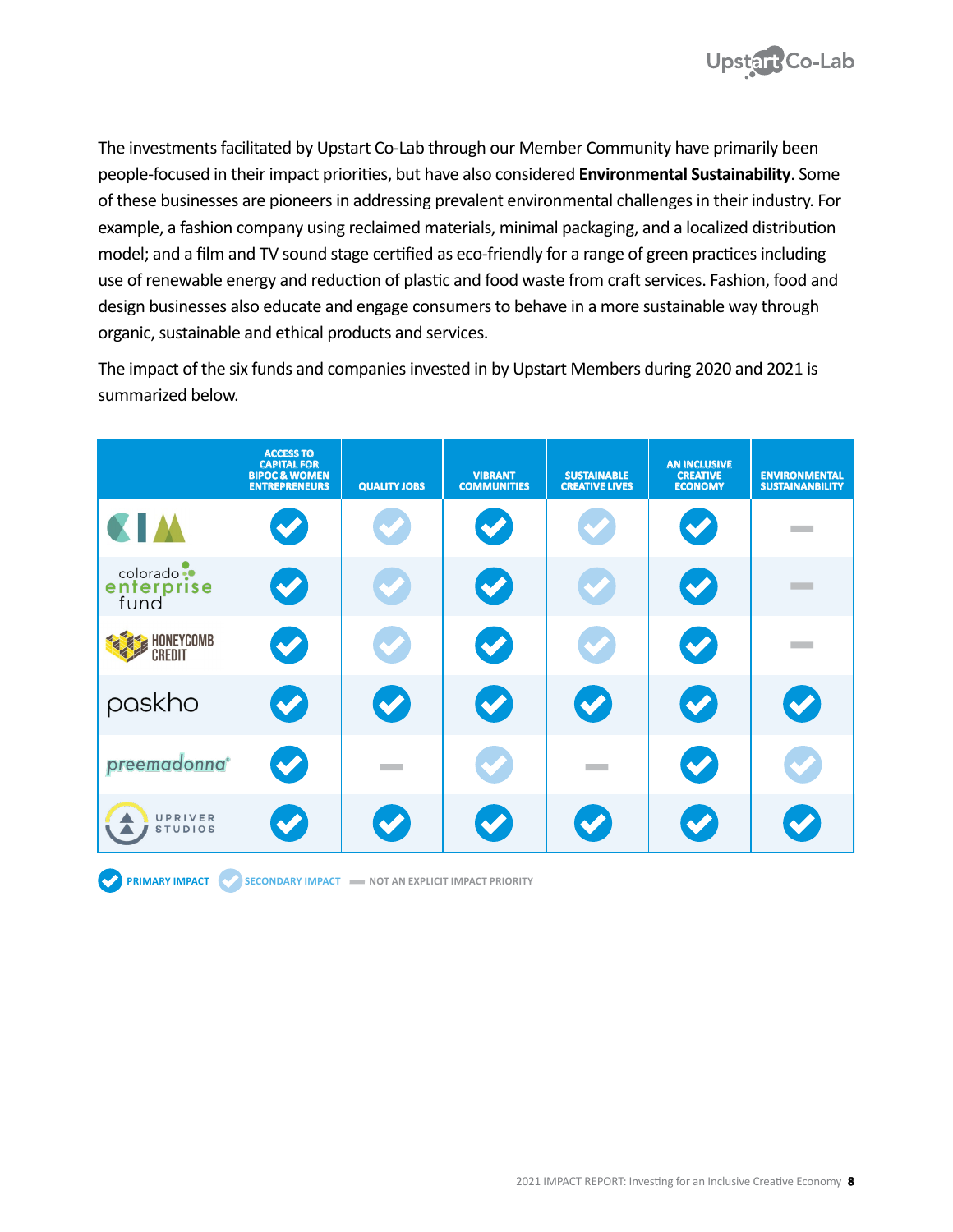The investments facilitated by Upstart Co-Lab through our Member Community have primarily been people-focused in their impact priorities, but have also considered **Environmental Sustainability**. Some of these businesses are pioneers in addressing prevalent environmental challenges in their industry. For example, a fashion company using reclaimed materials, minimal packaging, and a localized distribution model; and a film and TV sound stage certified as eco-friendly for a range of green practices including use of renewable energy and reduction of plastic and food waste from craft services. Fashion, food and design businesses also educate and engage consumers to behave in a more sustainable way through organic, sustainable and ethical products and services.

The impact of the six funds and companies invested in by Upstart Members during 2020 and 2021 is summarized below.

| | ACCESS TO CAPITAL FOR BIPOC & WOMEN ENTREPRENEURS | QUALITY JOBS | VIBRANT COMMUNITIES | SUSTAINABLE CREATIVE LIVES | AN INCLUSIVE CREATIVE ECONOMY | ENVIRONMENTAL SUSTAINABILITY |
|---|---|---|---|---|---|---|
| CIM | Primary impact | Secondary impact | Primary impact | Secondary impact | Primary impact | Not an explicit impact priority |
| colorado enterprise fund | Primary impact | Secondary impact | Primary impact | Secondary impact | Primary impact | Not an explicit impact priority |
| HONEYCOMB CREDIT | Primary impact | Secondary impact | Primary impact | Secondary impact | Primary impact | Not an explicit impact priority |
| paskho | Primary impact | Primary impact | Primary impact | Primary impact | Primary impact | Primary impact |
| preemadonna | Primary impact | Not an explicit impact priority | Secondary impact | Not an explicit impact priority | Primary impact | Secondary impact |
| UPRIVER STUDIOS | Primary impact | Primary impact | Primary impact | Primary impact | Primary impact | Primary impact |

PRIMARY IMPACT — SECONDARY IMPACT — NOT AN EXPLICIT IMPACT PRIORITY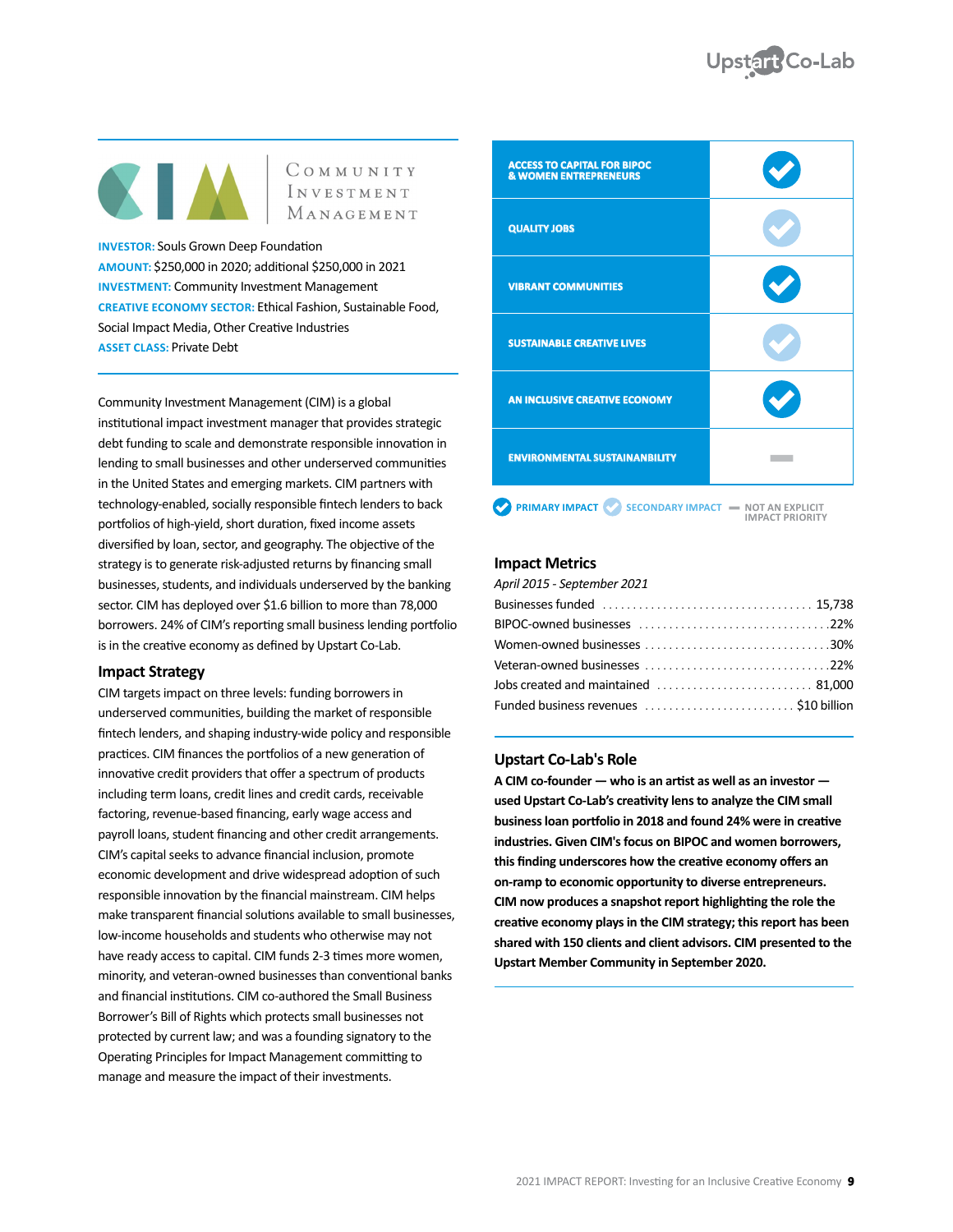# Community Investment Management

**INVESTOR:** Souls Grown Deep Foundation
**AMOUNT:** $250,000 in 2020; additional $250,000 in 2021
**INVESTMENT:** Community Investment Management
**CREATIVE ECONOMY SECTOR:** Ethical Fashion, Sustainable Food, Social Impact Media, Other Creative Industries
**ASSET CLASS:** Private Debt

Community Investment Management (CIM) is a global institutional impact investment manager that provides strategic debt funding to scale and demonstrate responsible innovation in lending to small businesses and other underserved communities in the United States and emerging markets. CIM partners with technology-enabled, socially responsible fintech lenders to back portfolios of high-yield, short duration, fixed income assets diversified by loan, sector, and geography. The objective of the strategy is to generate risk-adjusted returns by financing small businesses, students, and individuals underserved by the banking sector. CIM has deployed over $1.6 billion to more than 78,000 borrowers. 24% of CIM's reporting small business lending portfolio is in the creative economy as defined by Upstart Co-Lab.

## Impact Strategy

CIM targets impact on three levels: funding borrowers in underserved communities, building the market of responsible fintech lenders, and shaping industry-wide policy and responsible practices. CIM finances the portfolios of a new generation of innovative credit providers that offer a spectrum of products including term loans, credit lines and credit cards, receivable factoring, revenue-based financing, early wage access and payroll loans, student financing and other credit arrangements. CIM's capital seeks to advance financial inclusion, promote economic development and drive widespread adoption of such responsible innovation by the financial mainstream. CIM helps make transparent financial solutions available to small businesses, low-income households and students who otherwise may not have ready access to capital. CIM funds 2-3 times more women, minority, and veteran-owned businesses than conventional banks and financial institutions. CIM co-authored the Small Business Borrower's Bill of Rights which protects small businesses not protected by current law; and was a founding signatory to the Operating Principles for Impact Management committing to manage and measure the impact of their investments.

| Impact Area | Impact |
|---|---|
| ACCESS TO CAPITAL FOR BIPOC & WOMEN ENTREPRENEURS | Primary impact |
| QUALITY JOBS | Secondary impact |
| VIBRANT COMMUNITIES | Primary impact |
| SUSTAINABLE CREATIVE LIVES | Secondary impact |
| AN INCLUSIVE CREATIVE ECONOMY | Primary impact |
| ENVIRONMENTAL SUSTAINANBILITY | Not an explicit impact priority |

PRIMARY IMPACT | SECONDARY IMPACT | NOT AN EXPLICIT IMPACT PRIORITY

## Impact Metrics

*April 2015 - September 2021*

| Metric | Value |
|---|---|
| Businesses funded | 15,738 |
| BIPOC-owned businesses | 22% |
| Women-owned businesses | 30% |
| Veteran-owned businesses | 22% |
| Jobs created and maintained | 81,000 |
| Funded business revenues | $10 billion |

## Upstart Co-Lab's Role

**A CIM co-founder — who is an artist as well as an investor — used Upstart Co-Lab's creativity lens to analyze the CIM small business loan portfolio in 2018 and found 24% were in creative industries. Given CIM's focus on BIPOC and women borrowers, this finding underscores how the creative economy offers an on-ramp to economic opportunity to diverse entrepreneurs. CIM now produces a snapshot report highlighting the role the creative economy plays in the CIM strategy; this report has been shared with 150 clients and client advisors. CIM presented to the Upstart Member Community in September 2020.**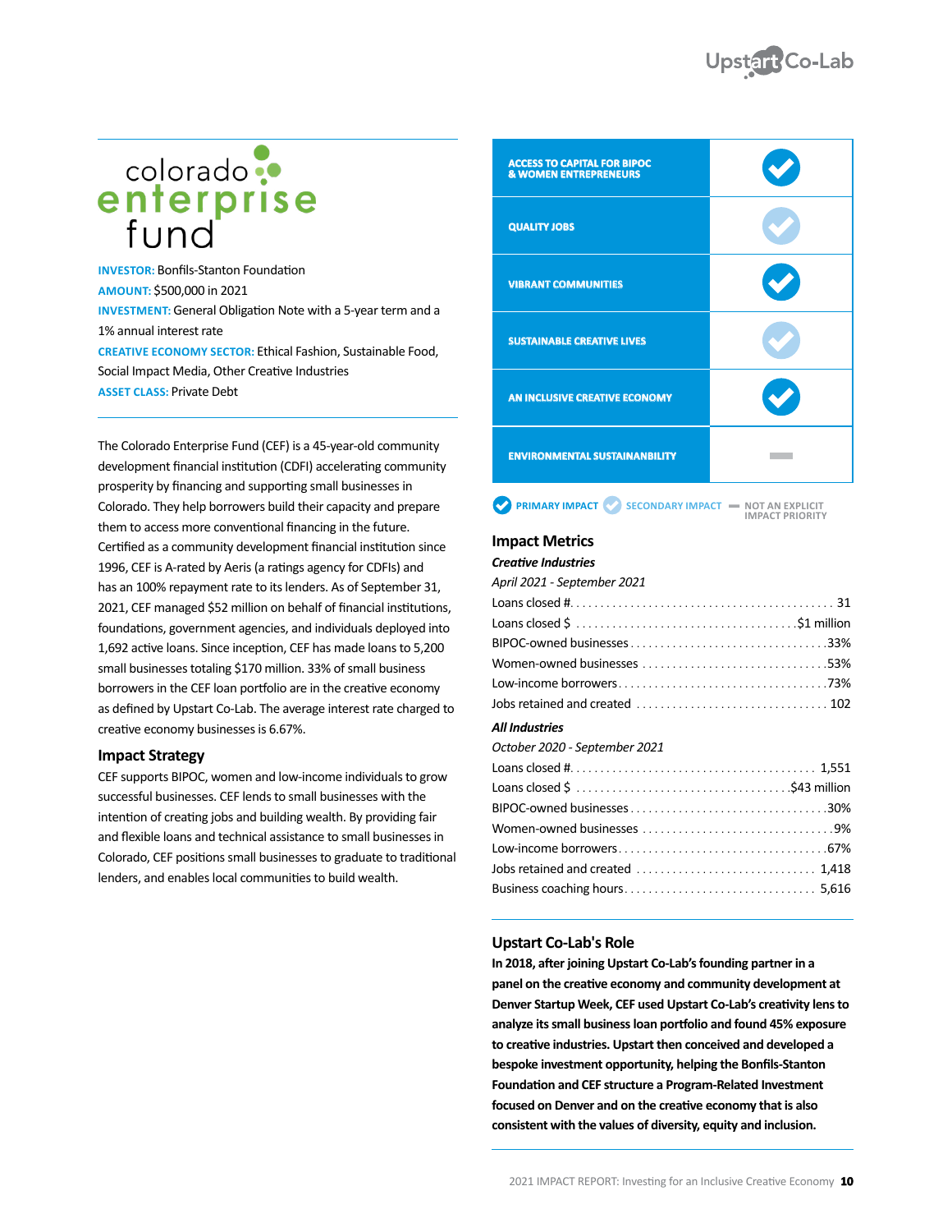# colorado enterprise fund

**INVESTOR:** Bonfils-Stanton Foundation
**AMOUNT:** $500,000 in 2021
**INVESTMENT:** General Obligation Note with a 5-year term and a 1% annual interest rate
**CREATIVE ECONOMY SECTOR:** Ethical Fashion, Sustainable Food, Social Impact Media, Other Creative Industries
**ASSET CLASS:** Private Debt

The Colorado Enterprise Fund (CEF) is a 45-year-old community development financial institution (CDFI) accelerating community prosperity by financing and supporting small businesses in Colorado. They help borrowers build their capacity and prepare them to access more conventional financing in the future. Certified as a community development financial institution since 1996, CEF is A-rated by Aeris (a ratings agency for CDFIs) and has an 100% repayment rate to its lenders. As of September 31, 2021, CEF managed $52 million on behalf of financial institutions, foundations, government agencies, and individuals deployed into 1,692 active loans. Since inception, CEF has made loans to 5,200 small businesses totaling $170 million. 33% of small business borrowers in the CEF loan portfolio are in the creative economy as defined by Upstart Co-Lab. The average interest rate charged to creative economy businesses is 6.67%.

## Impact Strategy

CEF supports BIPOC, women and low-income individuals to grow successful businesses. CEF lends to small businesses with the intention of creating jobs and building wealth. By providing fair and flexible loans and technical assistance to small businesses in Colorado, CEF positions small businesses to graduate to traditional lenders, and enables local communities to build wealth.

| Impact | |
|---|---|
| ACCESS TO CAPITAL FOR BIPOC & WOMEN ENTREPRENEURS | Primary impact |
| QUALITY JOBS | Secondary impact |
| VIBRANT COMMUNITIES | Primary impact |
| SUSTAINABLE CREATIVE LIVES | Secondary impact |
| AN INCLUSIVE CREATIVE ECONOMY | Primary impact |
| ENVIRONMENTAL SUSTAINANBILITY | Not an explicit impact priority |

PRIMARY IMPACT · SECONDARY IMPACT · NOT AN EXPLICIT IMPACT PRIORITY

## Impact Metrics

***Creative Industries***
*April 2021 - September 2021*

| | |
|---|---|
| Loans closed # | 31 |
| Loans closed $ | $1 million |
| BIPOC-owned businesses | 33% |
| Women-owned businesses | 53% |
| Low-income borrowers | 73% |
| Jobs retained and created | 102 |

***All Industries***
*October 2020 - September 2021*

| | |
|---|---|
| Loans closed # | 1,551 |
| Loans closed $ | $43 million |
| BIPOC-owned businesses | 30% |
| Women-owned businesses | 9% |
| Low-income borrowers | 67% |
| Jobs retained and created | 1,418 |
| Business coaching hours | 5,616 |

## Upstart Co-Lab's Role

**In 2018, after joining Upstart Co-Lab's founding partner in a panel on the creative economy and community development at Denver Startup Week, CEF used Upstart Co-Lab's creativity lens to analyze its small business loan portfolio and found 45% exposure to creative industries. Upstart then conceived and developed a bespoke investment opportunity, helping the Bonfils-Stanton Foundation and CEF structure a Program-Related Investment focused on Denver and on the creative economy that is also consistent with the values of diversity, equity and inclusion.**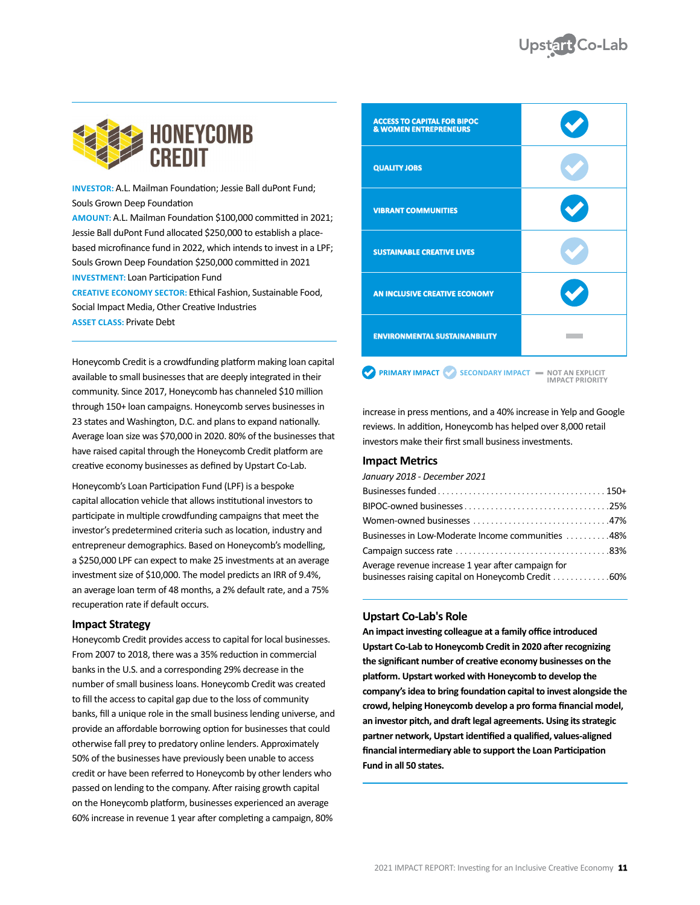# HONEYCOMB CREDIT

**INVESTOR:** A.L. Mailman Foundation; Jessie Ball duPont Fund; Souls Grown Deep Foundation
**AMOUNT:** A.L. Mailman Foundation $100,000 committed in 2021; Jessie Ball duPont Fund allocated $250,000 to establish a place-based microfinance fund in 2022, which intends to invest in a LPF; Souls Grown Deep Foundation $250,000 committed in 2021
**INVESTMENT:** Loan Participation Fund
**CREATIVE ECONOMY SECTOR:** Ethical Fashion, Sustainable Food, Social Impact Media, Other Creative Industries
**ASSET CLASS:** Private Debt

| Impact Area | Impact |
| --- | --- |
| ACCESS TO CAPITAL FOR BIPOC & WOMEN ENTREPRENEURS | Primary impact |
| QUALITY JOBS | Secondary impact |
| VIBRANT COMMUNITIES | Primary impact |
| SUSTAINABLE CREATIVE LIVES | Secondary impact |
| AN INCLUSIVE CREATIVE ECONOMY | Primary impact |
| ENVIRONMENTAL SUSTAINANBILITY | Not an explicit impact priority |

PRIMARY IMPACT · SECONDARY IMPACT · NOT AN EXPLICIT IMPACT PRIORITY

Honeycomb Credit is a crowdfunding platform making loan capital available to small businesses that are deeply integrated in their community. Since 2017, Honeycomb has channeled $10 million through 150+ loan campaigns. Honeycomb serves businesses in 23 states and Washington, D.C. and plans to expand nationally. Average loan size was $70,000 in 2020. 80% of the businesses that have raised capital through the Honeycomb Credit platform are creative economy businesses as defined by Upstart Co-Lab.

Honeycomb's Loan Participation Fund (LPF) is a bespoke capital allocation vehicle that allows institutional investors to participate in multiple crowdfunding campaigns that meet the investor's predetermined criteria such as location, industry and entrepreneur demographics. Based on Honeycomb's modelling, a $250,000 LPF can expect to make 25 investments at an average investment size of $10,000. The model predicts an IRR of 9.4%, an average loan term of 48 months, a 2% default rate, and a 75% recuperation rate if default occurs.

## Impact Strategy

Honeycomb Credit provides access to capital for local businesses. From 2007 to 2018, there was a 35% reduction in commercial banks in the U.S. and a corresponding 29% decrease in the number of small business loans. Honeycomb Credit was created to fill the access to capital gap due to the loss of community banks, fill a unique role in the small business lending universe, and provide an affordable borrowing option for businesses that could otherwise fall prey to predatory online lenders. Approximately 50% of the businesses have previously been unable to access credit or have been referred to Honeycomb by other lenders who passed on lending to the company. After raising growth capital on the Honeycomb platform, businesses experienced an average 60% increase in revenue 1 year after completing a campaign, 80% increase in press mentions, and a 40% increase in Yelp and Google reviews. In addition, Honeycomb has helped over 8,000 retail investors make their first small business investments.

## Impact Metrics

*January 2018 - December 2021*

| Metric | Value |
| --- | --- |
| Businesses funded | 150+ |
| BIPOC-owned businesses | 25% |
| Women-owned businesses | 47% |
| Businesses in Low-Moderate Income communities | 48% |
| Campaign success rate | 83% |
| Average revenue increase 1 year after campaign for businesses raising capital on Honeycomb Credit | 60% |

## Upstart Co-Lab's Role

**An impact investing colleague at a family office introduced Upstart Co-Lab to Honeycomb Credit in 2020 after recognizing the significant number of creative economy businesses on the platform. Upstart worked with Honeycomb to develop the company's idea to bring foundation capital to invest alongside the crowd, helping Honeycomb develop a pro forma financial model, an investor pitch, and draft legal agreements. Using its strategic partner network, Upstart identified a qualified, values-aligned financial intermediary able to support the Loan Participation Fund in all 50 states.**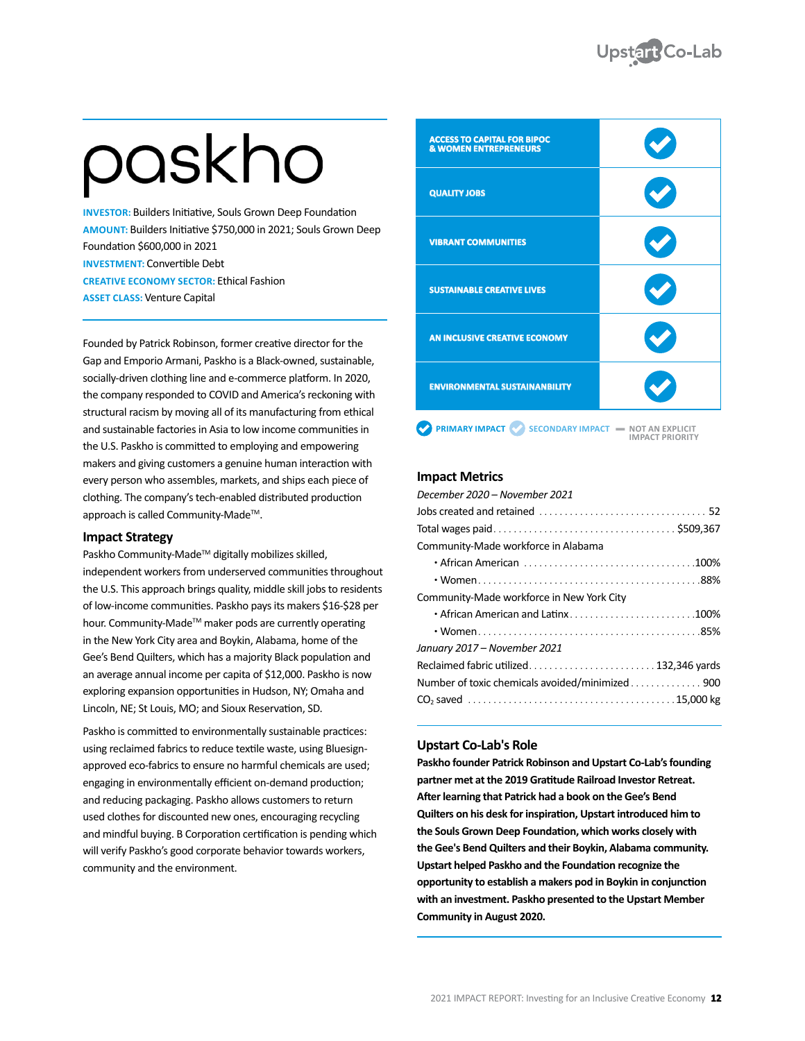# paskho

**INVESTOR:** Builders Initiative, Souls Grown Deep Foundation
**AMOUNT:** Builders Initiative $750,000 in 2021; Souls Grown Deep Foundation $600,000 in 2021
**INVESTMENT:** Convertible Debt
**CREATIVE ECONOMY SECTOR:** Ethical Fashion
**ASSET CLASS:** Venture Capital

Founded by Patrick Robinson, former creative director for the Gap and Emporio Armani, Paskho is a Black-owned, sustainable, socially-driven clothing line and e-commerce platform. In 2020, the company responded to COVID and America's reckoning with structural racism by moving all of its manufacturing from ethical and sustainable factories in Asia to low income communities in the U.S. Paskho is committed to employing and empowering makers and giving customers a genuine human interaction with every person who assembles, markets, and ships each piece of clothing. The company's tech-enabled distributed production approach is called Community-Made™.

## Impact Strategy

Paskho Community-Made™ digitally mobilizes skilled, independent workers from underserved communities throughout the U.S. This approach brings quality, middle skill jobs to residents of low-income communities. Paskho pays its makers $16-$28 per hour. Community-Made™ maker pods are currently operating in the New York City area and Boykin, Alabama, home of the Gee's Bend Quilters, which has a majority Black population and an average annual income per capita of $12,000. Paskho is now exploring expansion opportunities in Hudson, NY; Omaha and Lincoln, NE; St Louis, MO; and Sioux Reservation, SD.

Paskho is committed to environmentally sustainable practices: using reclaimed fabrics to reduce textile waste, using Bluesign-approved eco-fabrics to ensure no harmful chemicals are used; engaging in environmentally efficient on-demand production; and reducing packaging. Paskho allows customers to return used clothes for discounted new ones, encouraging recycling and mindful buying. B Corporation certification is pending which will verify Paskho's good corporate behavior towards workers, community and the environment.

| Impact Area | |
|---|---|
| ACCESS TO CAPITAL FOR BIPOC & WOMEN ENTREPRENEURS | ✔ |
| QUALITY JOBS | ✔ |
| VIBRANT COMMUNITIES | ✔ |
| SUSTAINABLE CREATIVE LIVES | ✔ |
| AN INCLUSIVE CREATIVE ECONOMY | ✔ |
| ENVIRONMENTAL SUSTAINANBILITY | ✔ |

✔ PRIMARY IMPACT ✔ SECONDARY IMPACT — NOT AN EXPLICIT IMPACT PRIORITY

## Impact Metrics

*December 2020 – November 2021*

Jobs created and retained .... 52
Total wages paid .... $509,367
Community-Made workforce in Alabama
- African American .... 100%
- Women .... 88%

Community-Made workforce in New York City
- African American and Latinx .... 100%
- Women .... 85%

*January 2017 – November 2021*

Reclaimed fabric utilized .... 132,346 yards
Number of toxic chemicals avoided/minimized .... 900
$CO_2$ saved .... 15,000 kg

## Upstart Co-Lab's Role

**Paskho founder Patrick Robinson and Upstart Co-Lab's founding partner met at the 2019 Gratitude Railroad Investor Retreat. After learning that Patrick had a book on the Gee's Bend Quilters on his desk for inspiration, Upstart introduced him to the Souls Grown Deep Foundation, which works closely with the Gee's Bend Quilters and their Boykin, Alabama community. Upstart helped Paskho and the Foundation recognize the opportunity to establish a makers pod in Boykin in conjunction with an investment. Paskho presented to the Upstart Member Community in August 2020.**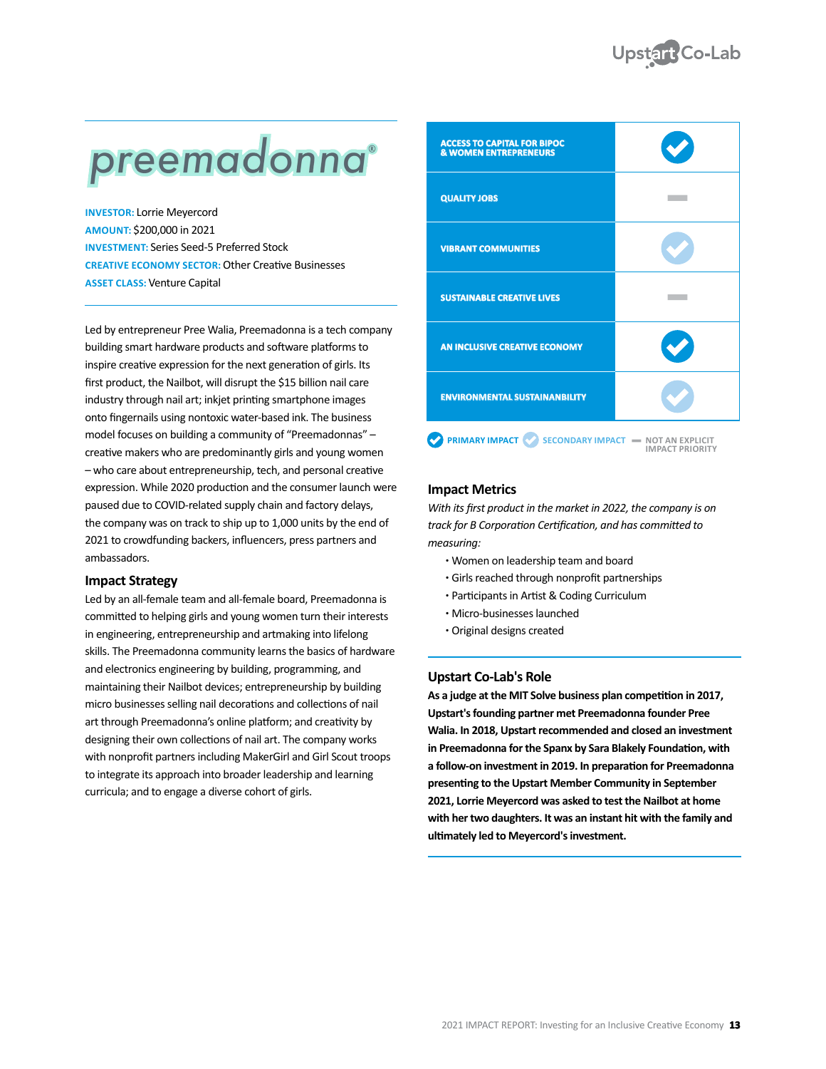# preemadonna®

**INVESTOR:** Lorrie Meyercord
**AMOUNT:** $200,000 in 2021
**INVESTMENT:** Series Seed-5 Preferred Stock
**CREATIVE ECONOMY SECTOR:** Other Creative Businesses
**ASSET CLASS:** Venture Capital

Led by entrepreneur Pree Walia, Preemadonna is a tech company building smart hardware products and software platforms to inspire creative expression for the next generation of girls. Its first product, the Nailbot, will disrupt the $15 billion nail care industry through nail art; inkjet printing smartphone images onto fingernails using nontoxic water-based ink. The business model focuses on building a community of "Preemadonnas" – creative makers who are predominantly girls and young women – who care about entrepreneurship, tech, and personal creative expression. While 2020 production and the consumer launch were paused due to COVID-related supply chain and factory delays, the company was on track to ship up to 1,000 units by the end of 2021 to crowdfunding backers, influencers, press partners and ambassadors.

## Impact Strategy

Led by an all-female team and all-female board, Preemadonna is committed to helping girls and young women turn their interests in engineering, entrepreneurship and artmaking into lifelong skills. The Preemadonna community learns the basics of hardware and electronics engineering by building, programming, and maintaining their Nailbot devices; entrepreneurship by building micro businesses selling nail decorations and collections of nail art through Preemadonna's online platform; and creativity by designing their own collections of nail art. The company works with nonprofit partners including MakerGirl and Girl Scout troops to integrate its approach into broader leadership and learning curricula; and to engage a diverse cohort of girls.

| Impact Area | |
|---|---|
| ACCESS TO CAPITAL FOR BIPOC & WOMEN ENTREPRENEURS | Primary impact |
| QUALITY JOBS | Not an explicit impact priority |
| VIBRANT COMMUNITIES | Secondary impact |
| SUSTAINABLE CREATIVE LIVES | Not an explicit impact priority |
| AN INCLUSIVE CREATIVE ECONOMY | Primary impact |
| ENVIRONMENTAL SUSTAINANBILITY | Secondary impact |

PRIMARY IMPACT · SECONDARY IMPACT · NOT AN EXPLICIT IMPACT PRIORITY

## Impact Metrics

*With its first product in the market in 2022, the company is on track for B Corporation Certification, and has committed to measuring:*

- Women on leadership team and board
- Girls reached through nonprofit partnerships
- Participants in Artist & Coding Curriculum
- Micro-businesses launched
- Original designs created

## Upstart Co-Lab's Role

**As a judge at the MIT Solve business plan competition in 2017, Upstart's founding partner met Preemadonna founder Pree Walia. In 2018, Upstart recommended and closed an investment in Preemadonna for the Spanx by Sara Blakely Foundation, with a follow-on investment in 2019. In preparation for Preemadonna presenting to the Upstart Member Community in September 2021, Lorrie Meyercord was asked to test the Nailbot at home with her two daughters. It was an instant hit with the family and ultimately led to Meyercord's investment.**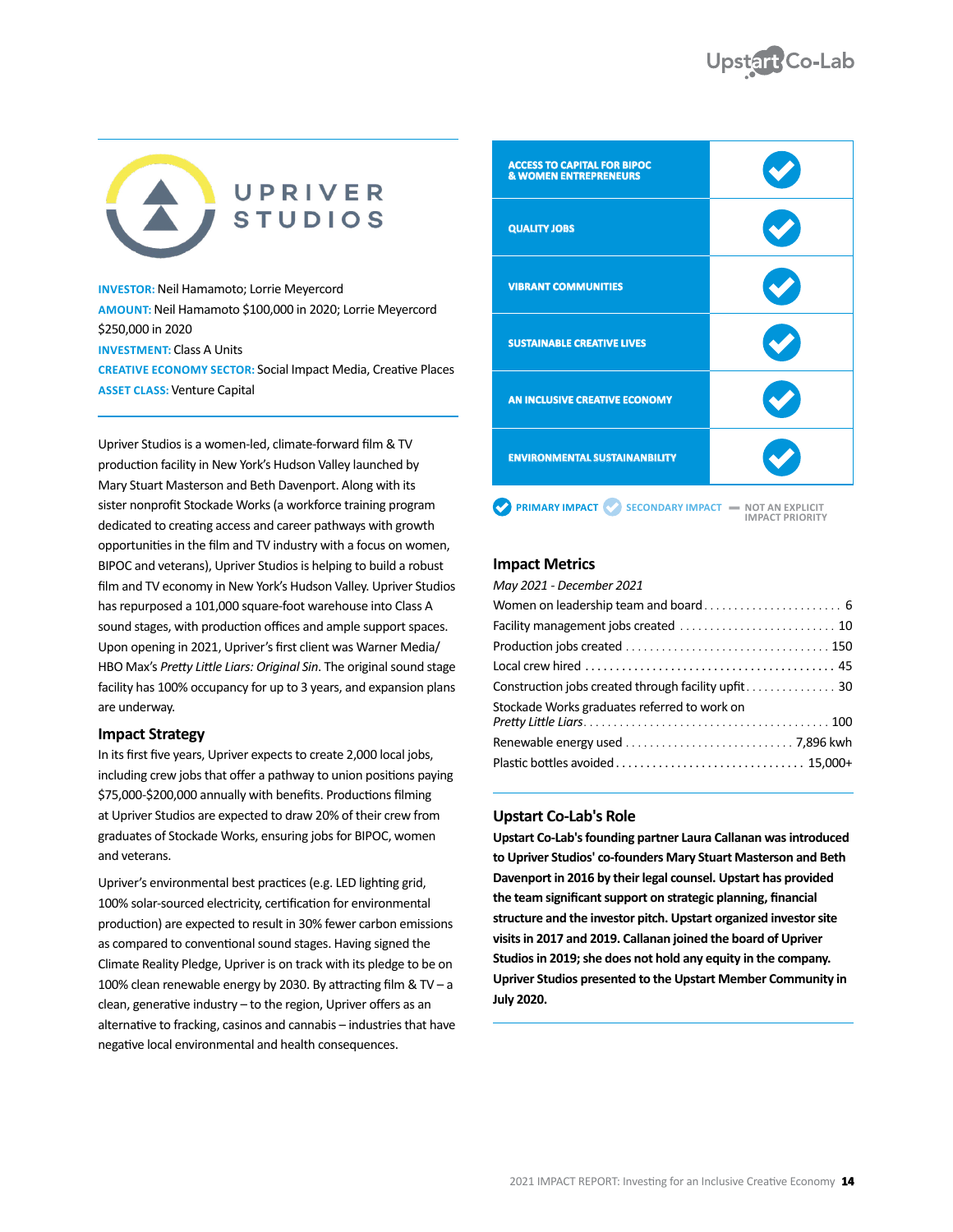# UPRIVER STUDIOS

**INVESTOR:** Neil Hamamoto; Lorrie Meyercord
**AMOUNT:** Neil Hamamoto $100,000 in 2020; Lorrie Meyercord $250,000 in 2020
**INVESTMENT:** Class A Units
**CREATIVE ECONOMY SECTOR:** Social Impact Media, Creative Places
**ASSET CLASS:** Venture Capital

Upriver Studios is a women-led, climate-forward film & TV production facility in New York's Hudson Valley launched by Mary Stuart Masterson and Beth Davenport. Along with its sister nonprofit Stockade Works (a workforce training program dedicated to creating access and career pathways with growth opportunities in the film and TV industry with a focus on women, BIPOC and veterans), Upriver Studios is helping to build a robust film and TV economy in New York's Hudson Valley. Upriver Studios has repurposed a 101,000 square-foot warehouse into Class A sound stages, with production offices and ample support spaces. Upon opening in 2021, Upriver's first client was Warner Media/ HBO Max's *Pretty Little Liars: Original Sin*. The original sound stage facility has 100% occupancy for up to 3 years, and expansion plans are underway.

## Impact Strategy

In its first five years, Upriver expects to create 2,000 local jobs, including crew jobs that offer a pathway to union positions paying $75,000-$200,000 annually with benefits. Productions filming at Upriver Studios are expected to draw 20% of their crew from graduates of Stockade Works, ensuring jobs for BIPOC, women and veterans.

Upriver's environmental best practices (e.g. LED lighting grid, 100% solar-sourced electricity, certification for environmental production) are expected to result in 30% fewer carbon emissions as compared to conventional sound stages. Having signed the Climate Reality Pledge, Upriver is on track with its pledge to be on 100% clean renewable energy by 2030. By attracting film & TV – a clean, generative industry – to the region, Upriver offers as an alternative to fracking, casinos and cannabis – industries that have negative local environmental and health consequences.

| Impact Area | |
|---|---|
| ACCESS TO CAPITAL FOR BIPOC & WOMEN ENTREPRENEURS | ✔ |
| QUALITY JOBS | ✔ |
| VIBRANT COMMUNITIES | ✔ |
| SUSTAINABLE CREATIVE LIVES | ✔ |
| AN INCLUSIVE CREATIVE ECONOMY | ✔ |
| ENVIRONMENTAL SUSTAINANBILITY | ✔ |

✔ PRIMARY IMPACT ✔ SECONDARY IMPACT — NOT AN EXPLICIT IMPACT PRIORITY

## Impact Metrics

*May 2021 - December 2021*

| Metric | Value |
|---|---|
| Women on leadership team and board | 6 |
| Facility management jobs created | 10 |
| Production jobs created | 150 |
| Local crew hired | 45 |
| Construction jobs created through facility upfit | 30 |
| Stockade Works graduates referred to work on *Pretty Little Liars* | 100 |
| Renewable energy used | 7,896 kwh |
| Plastic bottles avoided | 15,000+ |

## Upstart Co-Lab's Role

**Upstart Co-Lab's founding partner Laura Callanan was introduced to Upriver Studios' co-founders Mary Stuart Masterson and Beth Davenport in 2016 by their legal counsel. Upstart has provided the team significant support on strategic planning, financial structure and the investor pitch. Upstart organized investor site visits in 2017 and 2019. Callanan joined the board of Upriver Studios in 2019; she does not hold any equity in the company. Upriver Studios presented to the Upstart Member Community in July 2020.**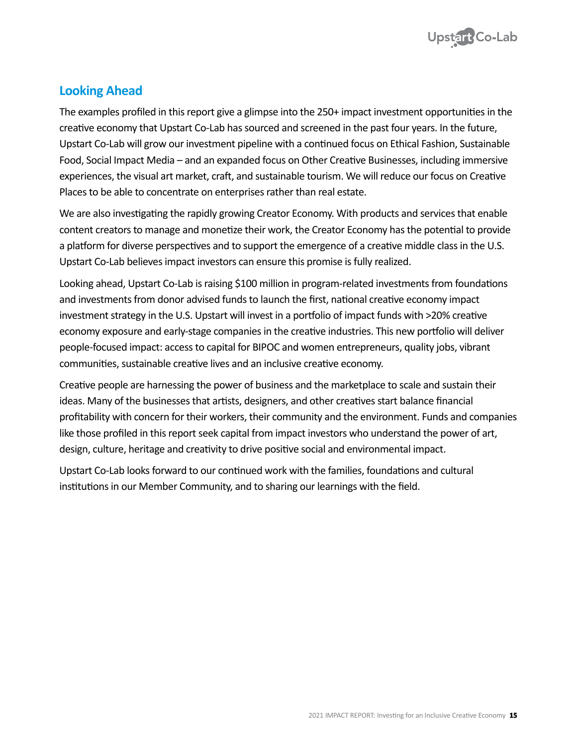## Looking Ahead

The examples profiled in this report give a glimpse into the 250+ impact investment opportunities in the creative economy that Upstart Co-Lab has sourced and screened in the past four years. In the future, Upstart Co-Lab will grow our investment pipeline with a continued focus on Ethical Fashion, Sustainable Food, Social Impact Media – and an expanded focus on Other Creative Businesses, including immersive experiences, the visual art market, craft, and sustainable tourism. We will reduce our focus on Creative Places to be able to concentrate on enterprises rather than real estate.

We are also investigating the rapidly growing Creator Economy. With products and services that enable content creators to manage and monetize their work, the Creator Economy has the potential to provide a platform for diverse perspectives and to support the emergence of a creative middle class in the U.S. Upstart Co-Lab believes impact investors can ensure this promise is fully realized.

Looking ahead, Upstart Co-Lab is raising $100 million in program-related investments from foundations and investments from donor advised funds to launch the first, national creative economy impact investment strategy in the U.S. Upstart will invest in a portfolio of impact funds with >20% creative economy exposure and early-stage companies in the creative industries. This new portfolio will deliver people-focused impact: access to capital for BIPOC and women entrepreneurs, quality jobs, vibrant communities, sustainable creative lives and an inclusive creative economy.

Creative people are harnessing the power of business and the marketplace to scale and sustain their ideas. Many of the businesses that artists, designers, and other creatives start balance financial profitability with concern for their workers, their community and the environment. Funds and companies like those profiled in this report seek capital from impact investors who understand the power of art, design, culture, heritage and creativity to drive positive social and environmental impact.

Upstart Co-Lab looks forward to our continued work with the families, foundations and cultural institutions in our Member Community, and to sharing our learnings with the field.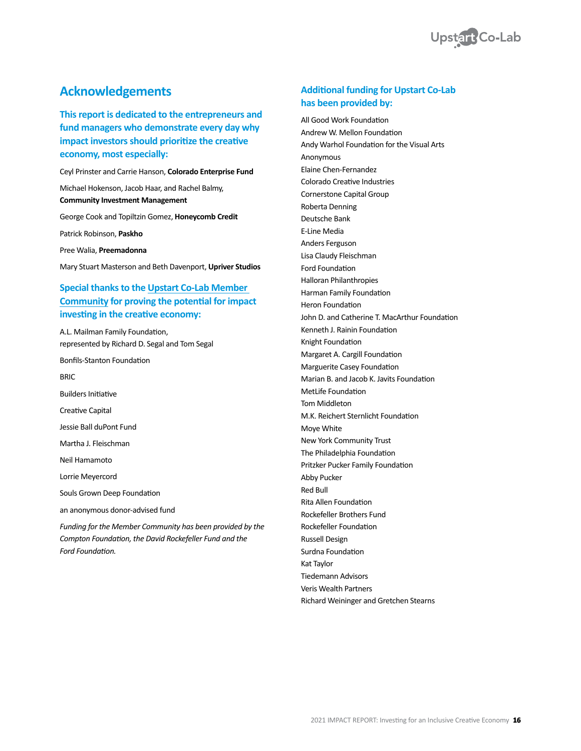## Acknowledgements

### This report is dedicated to the entrepreneurs and fund managers who demonstrate every day why impact investors should prioritize the creative economy, most especially:

Ceyl Prinster and Carrie Hanson, **Colorado Enterprise Fund**

Michael Hokenson, Jacob Haar, and Rachel Balmy, **Community Investment Management**

George Cook and Topiltzin Gomez, **Honeycomb Credit**

Patrick Robinson, **Paskho**

Pree Walia, **Preemadonna**

Mary Stuart Masterson and Beth Davenport, **Upriver Studios**

### Special thanks to the Upstart Co-Lab Member Community for proving the potential for impact investing in the creative economy:

A.L. Mailman Family Foundation, represented by Richard D. Segal and Tom Segal

Bonfils-Stanton Foundation

BRIC

Builders Initiative

Creative Capital

Jessie Ball duPont Fund

Martha J. Fleischman

Neil Hamamoto

Lorrie Meyercord

Souls Grown Deep Foundation

an anonymous donor-advised fund

*Funding for the Member Community has been provided by the Compton Foundation, the David Rockefeller Fund and the Ford Foundation.*

### Additional funding for Upstart Co-Lab has been provided by:

All Good Work Foundation
Andrew W. Mellon Foundation
Andy Warhol Foundation for the Visual Arts
Anonymous
Elaine Chen-Fernandez
Colorado Creative Industries
Cornerstone Capital Group
Roberta Denning
Deutsche Bank
E-Line Media
Anders Ferguson
Lisa Claudy Fleischman
Ford Foundation
Halloran Philanthropies
Harman Family Foundation
Heron Foundation
John D. and Catherine T. MacArthur Foundation
Kenneth J. Rainin Foundation
Knight Foundation
Margaret A. Cargill Foundation
Marguerite Casey Foundation
Marian B. and Jacob K. Javits Foundation
MetLife Foundation
Tom Middleton
M.K. Reichert Sternlicht Foundation
Moye White
New York Community Trust
The Philadelphia Foundation
Pritzker Pucker Family Foundation
Abby Pucker
Red Bull
Rita Allen Foundation
Rockefeller Brothers Fund
Rockefeller Foundation
Russell Design
Surdna Foundation
Kat Taylor
Tiedemann Advisors
Veris Wealth Partners
Richard Weininger and Gretchen Stearns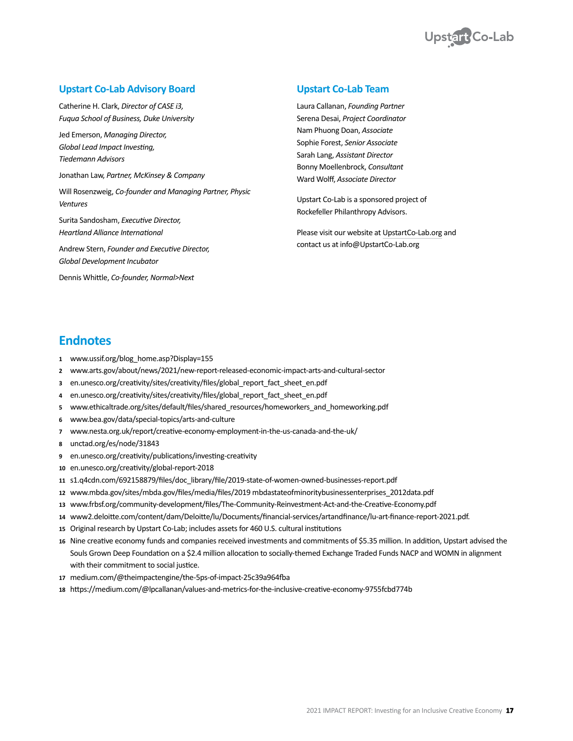## Upstart Co-Lab Advisory Board

Catherine H. Clark, *Director of CASE i3, Fuqua School of Business, Duke University*

Jed Emerson, *Managing Director, Global Lead Impact Investing, Tiedemann Advisors*

Jonathan Law, *Partner, McKinsey & Company*

Will Rosenzweig, *Co-founder and Managing Partner, Physic Ventures*

Surita Sandosham, *Executive Director, Heartland Alliance International*

Andrew Stern, *Founder and Executive Director, Global Development Incubator*

Dennis Whittle, *Co-founder, Normal>Next*

## Upstart Co-Lab Team

Laura Callanan, *Founding Partner*
Serena Desai, *Project Coordinator*
Nam Phuong Doan, *Associate*
Sophie Forest, *Senior Associate*
Sarah Lang, *Assistant Director*
Bonny Moellenbrock, *Consultant*
Ward Wolff, *Associate Director*

Upstart Co-Lab is a sponsored project of Rockefeller Philanthropy Advisors.

Please visit our website at UpstartCo-Lab.org and contact us at info@UpstartCo-Lab.org

## Endnotes

1. www.ussif.org/blog_home.asp?Display=155
2. www.arts.gov/about/news/2021/new-report-released-economic-impact-arts-and-cultural-sector
3. en.unesco.org/creativity/sites/creativity/files/global_report_fact_sheet_en.pdf
4. en.unesco.org/creativity/sites/creativity/files/global_report_fact_sheet_en.pdf
5. www.ethicaltrade.org/sites/default/files/shared_resources/homeworkers_and_homeworking.pdf
6. www.bea.gov/data/special-topics/arts-and-culture
7. www.nesta.org.uk/report/creative-economy-employment-in-the-us-canada-and-the-uk/
8. unctad.org/es/node/31843
9. en.unesco.org/creativity/publications/investing-creativity
10. en.unesco.org/creativity/global-report-2018
11. s1.q4cdn.com/692158879/files/doc_library/file/2019-state-of-women-owned-businesses-report.pdf
12. www.mbda.gov/sites/mbda.gov/files/media/files/2019 mbdastateofminoritybusinessenterprises_2012data.pdf
13. www.frbsf.org/community-development/files/The-Community-Reinvestment-Act-and-the-Creative-Economy.pdf
14. www2.deloitte.com/content/dam/Deloitte/lu/Documents/financial-services/artandfinance/lu-art-finance-report-2021.pdf.
15. Original research by Upstart Co-Lab; includes assets for 460 U.S. cultural institutions
16. Nine creative economy funds and companies received investments and commitments of $5.35 million. In addition, Upstart advised the Souls Grown Deep Foundation on a $2.4 million allocation to socially-themed Exchange Traded Funds NACP and WOMN in alignment with their commitment to social justice.
17. medium.com/@theimpactengine/the-5ps-of-impact-25c39a964fba
18. https://medium.com/@lpcallanan/values-and-metrics-for-the-inclusive-creative-economy-9755fcbd774b